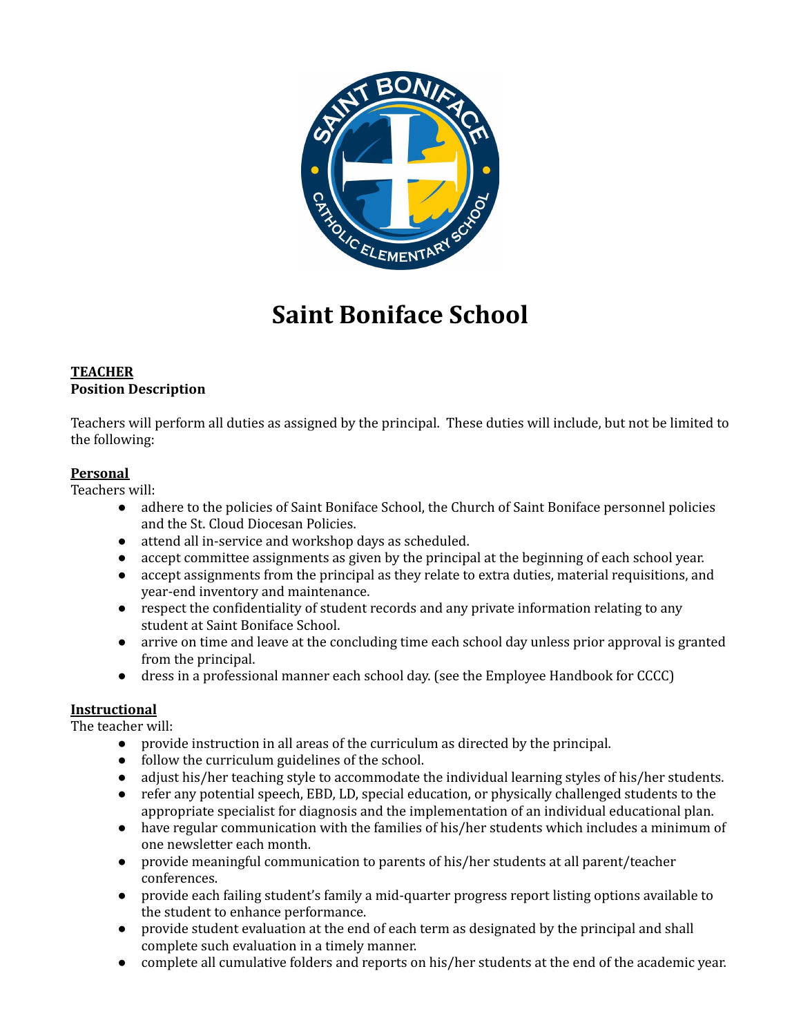# Saint Boniface School

**TEACHER**
**Position Description**

Teachers will perform all duties as assigned by the principal. These duties will include, but not be limited to the following:

**Personal**
Teachers will:

- adhere to the policies of Saint Boniface School, the Church of Saint Boniface personnel policies and the St. Cloud Diocesan Policies.
- attend all in-service and workshop days as scheduled.
- accept committee assignments as given by the principal at the beginning of each school year.
- accept assignments from the principal as they relate to extra duties, material requisitions, and year-end inventory and maintenance.
- respect the confidentiality of student records and any private information relating to any student at Saint Boniface School.
- arrive on time and leave at the concluding time each school day unless prior approval is granted from the principal.
- dress in a professional manner each school day. (see the Employee Handbook for CCCC)

**Instructional**
The teacher will:

- provide instruction in all areas of the curriculum as directed by the principal.
- follow the curriculum guidelines of the school.
- adjust his/her teaching style to accommodate the individual learning styles of his/her students.
- refer any potential speech, EBD, LD, special education, or physically challenged students to the appropriate specialist for diagnosis and the implementation of an individual educational plan.
- have regular communication with the families of his/her students which includes a minimum of one newsletter each month.
- provide meaningful communication to parents of his/her students at all parent/teacher conferences.
- provide each failing student's family a mid-quarter progress report listing options available to the student to enhance performance.
- provide student evaluation at the end of each term as designated by the principal and shall complete such evaluation in a timely manner.
- complete all cumulative folders and reports on his/her students at the end of the academic year.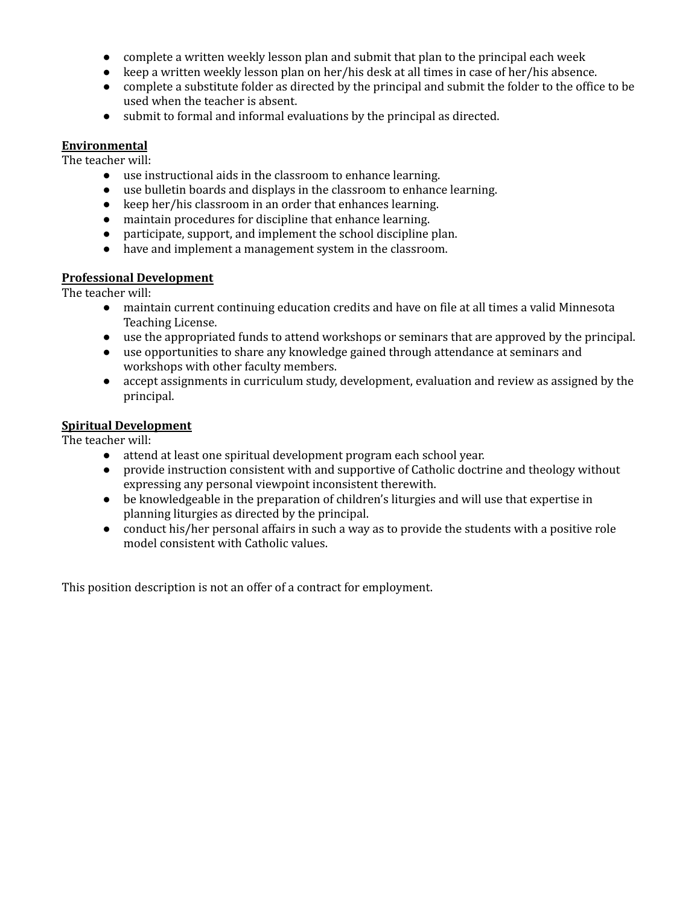- complete a written weekly lesson plan and submit that plan to the principal each week
- keep a written weekly lesson plan on her/his desk at all times in case of her/his absence.
- complete a substitute folder as directed by the principal and submit the folder to the office to be used when the teacher is absent.
- submit to formal and informal evaluations by the principal as directed.

**Environmental**

The teacher will:

- use instructional aids in the classroom to enhance learning.
- use bulletin boards and displays in the classroom to enhance learning.
- keep her/his classroom in an order that enhances learning.
- maintain procedures for discipline that enhance learning.
- participate, support, and implement the school discipline plan.
- have and implement a management system in the classroom.

**Professional Development**

The teacher will:

- maintain current continuing education credits and have on file at all times a valid Minnesota Teaching License.
- use the appropriated funds to attend workshops or seminars that are approved by the principal.
- use opportunities to share any knowledge gained through attendance at seminars and workshops with other faculty members.
- accept assignments in curriculum study, development, evaluation and review as assigned by the principal.

**Spiritual Development**

The teacher will:

- attend at least one spiritual development program each school year.
- provide instruction consistent with and supportive of Catholic doctrine and theology without expressing any personal viewpoint inconsistent therewith.
- be knowledgeable in the preparation of children's liturgies and will use that expertise in planning liturgies as directed by the principal.
- conduct his/her personal affairs in such a way as to provide the students with a positive role model consistent with Catholic values.

This position description is not an offer of a contract for employment.